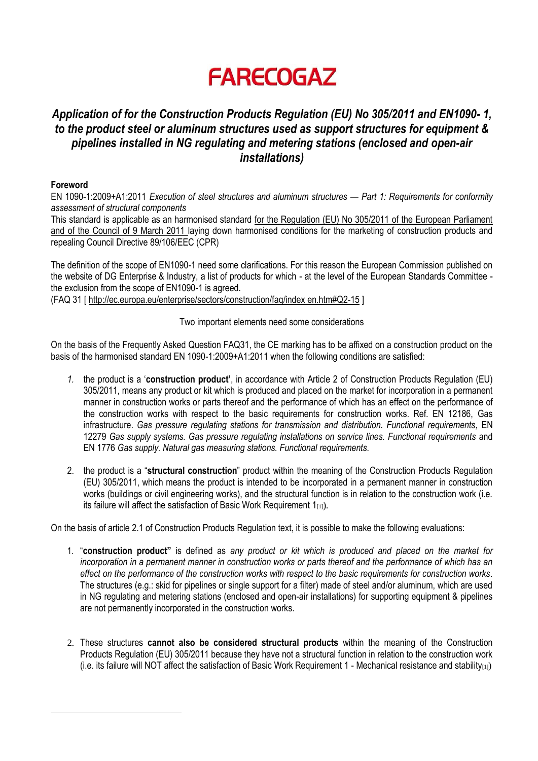# FARECOGAZ

## *Application of for the Construction Products Regulation (EU) No 305/2011 and EN1090- 1, to the product steel or aluminum structures used as support structures for equipment & pipelines installed in NG regulating and metering stations (enclosed and open-air installations)*

**Foreword**

EN 1090-1:2009+A1:2011 *Execution of steel structures and aluminum structures — Part 1: Requirements for conformity assessment of structural components*

This standard is applicable as an harmonised standard for the Regulation (EU) No 305/2011 of the European Parliament and of the Council of 9 March 2011 laying down harmonised conditions for the marketing of construction products and repealing Council Directive 89/106/EEC (CPR)

The definition of the scope of EN1090-1 need some clarifications. For this reason the European Commission published on the website of DG Enterprise & Industry, a list of products for which - at the level of the European Standards Committee - the exclusion from the scope of EN1090-1 is agreed.

(FAQ 31 [ http://ec.europa.eu/enterprise/sectors/construction/faq/index en.htm#Q2-15 ]

Two important elements need some considerations

On the basis of the Frequently Asked Question FAQ31, the CE marking has to be affixed on a construction product on the basis of the harmonised standard EN 1090-1:2009+A1:2011 when the following conditions are satisfied:

1. the product is a '**construction product'**, in accordance with Article 2 of Construction Products Regulation (EU) 305/2011, means any product or kit which is produced and placed on the market for incorporation in a permanent manner in construction works or parts thereof and the performance of which has an effect on the performance of the construction works with respect to the basic requirements for construction works. Ref. EN 12186, Gas infrastructure. *Gas pressure regulating stations for transmission and distribution. Functional requirements,* EN 12279 *Gas supply systems. Gas pressure regulating installations on service lines. Functional requirements* and EN 1776 *Gas supply. Natural gas measuring stations. Functional requirements.*

2. the product is a "**structural construction**" product within the meaning of the Construction Products Regulation (EU) 305/2011, which means the product is intended to be incorporated in a permanent manner in construction works (buildings or civil engineering works), and the structural function is in relation to the construction work (i.e. its failure will affect the satisfaction of Basic Work Requirement 1[1]).

On the basis of article 2.1 of Construction Products Regulation text, it is possible to make the following evaluations:

1. "**construction product"** is defined as *any product or kit which is produced and placed on the market for incorporation in a permanent manner in construction works or parts thereof and the performance of which has an effect on the performance of the construction works with respect to the basic requirements for construction works*. The structures (e.g.: skid for pipelines or single support for a filter) made of steel and/or aluminum, which are used in NG regulating and metering stations (enclosed and open-air installations) for supporting equipment & pipelines are not permanently incorporated in the construction works.

2. These structures **cannot also be considered structural products** within the meaning of the Construction Products Regulation (EU) 305/2011 because they have not a structural function in relation to the construction work (i.e. its failure will NOT affect the satisfaction of Basic Work Requirement 1 - Mechanical resistance and stability[1])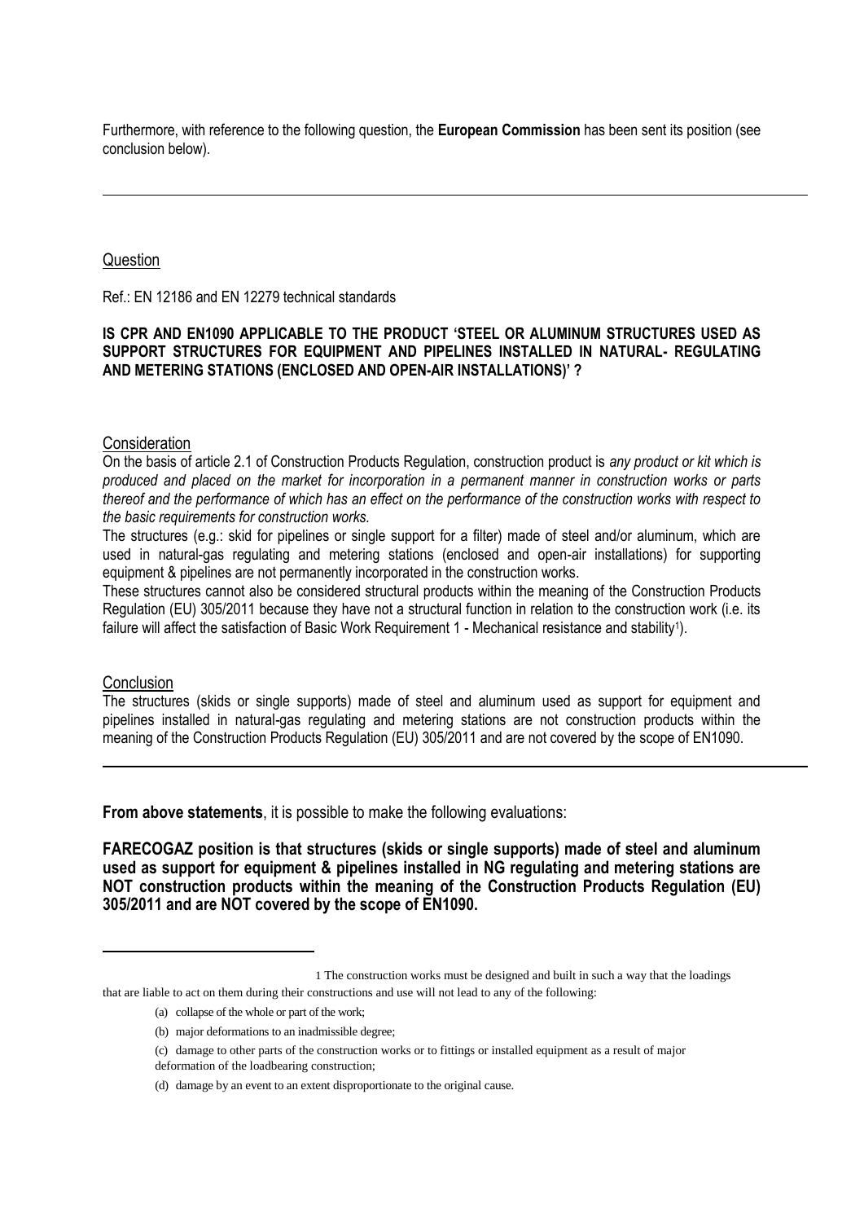Furthermore, with reference to the following question, the **European Commission** has been sent its position (see conclusion below).

---

Question

Ref.: EN 12186 and EN 12279 technical standards

**IS CPR AND EN1090 APPLICABLE TO THE PRODUCT 'STEEL OR ALUMINUM STRUCTURES USED AS SUPPORT STRUCTURES FOR EQUIPMENT AND PIPELINES INSTALLED IN NATURAL- REGULATING AND METERING STATIONS (ENCLOSED AND OPEN-AIR INSTALLATIONS)' ?**

Consideration

On the basis of article 2.1 of Construction Products Regulation, construction product is *any product or kit which is produced and placed on the market for incorporation in a permanent manner in construction works or parts thereof and the performance of which has an effect on the performance of the construction works with respect to the basic requirements for construction works.*

The structures (e.g.: skid for pipelines or single support for a filter) made of steel and/or aluminum, which are used in natural-gas regulating and metering stations (enclosed and open-air installations) for supporting equipment & pipelines are not permanently incorporated in the construction works.

These structures cannot also be considered structural products within the meaning of the Construction Products Regulation (EU) 305/2011 because they have not a structural function in relation to the construction work (i.e. its failure will affect the satisfaction of Basic Work Requirement 1 - Mechanical resistance and stability[1]).

Conclusion

The structures (skids or single supports) made of steel and aluminum used as support for equipment and pipelines installed in natural-gas regulating and metering stations are not construction products within the meaning of the Construction Products Regulation (EU) 305/2011 and are not covered by the scope of EN1090.

---

**From above statements**, it is possible to make the following evaluations:

**FARECOGAZ position is that structures (skids or single supports) made of steel and aluminum used as support for equipment & pipelines installed in NG regulating and metering stations are NOT construction products within the meaning of the Construction Products Regulation (EU) 305/2011 and are NOT covered by the scope of EN1090.**

---

1 The construction works must be designed and built in such a way that the loadings that are liable to act on them during their constructions and use will not lead to any of the following:

(a) collapse of the whole or part of the work;

(b) major deformations to an inadmissible degree;

(c) damage to other parts of the construction works or to fittings or installed equipment as a result of major deformation of the loadbearing construction;

(d) damage by an event to an extent disproportionate to the original cause.